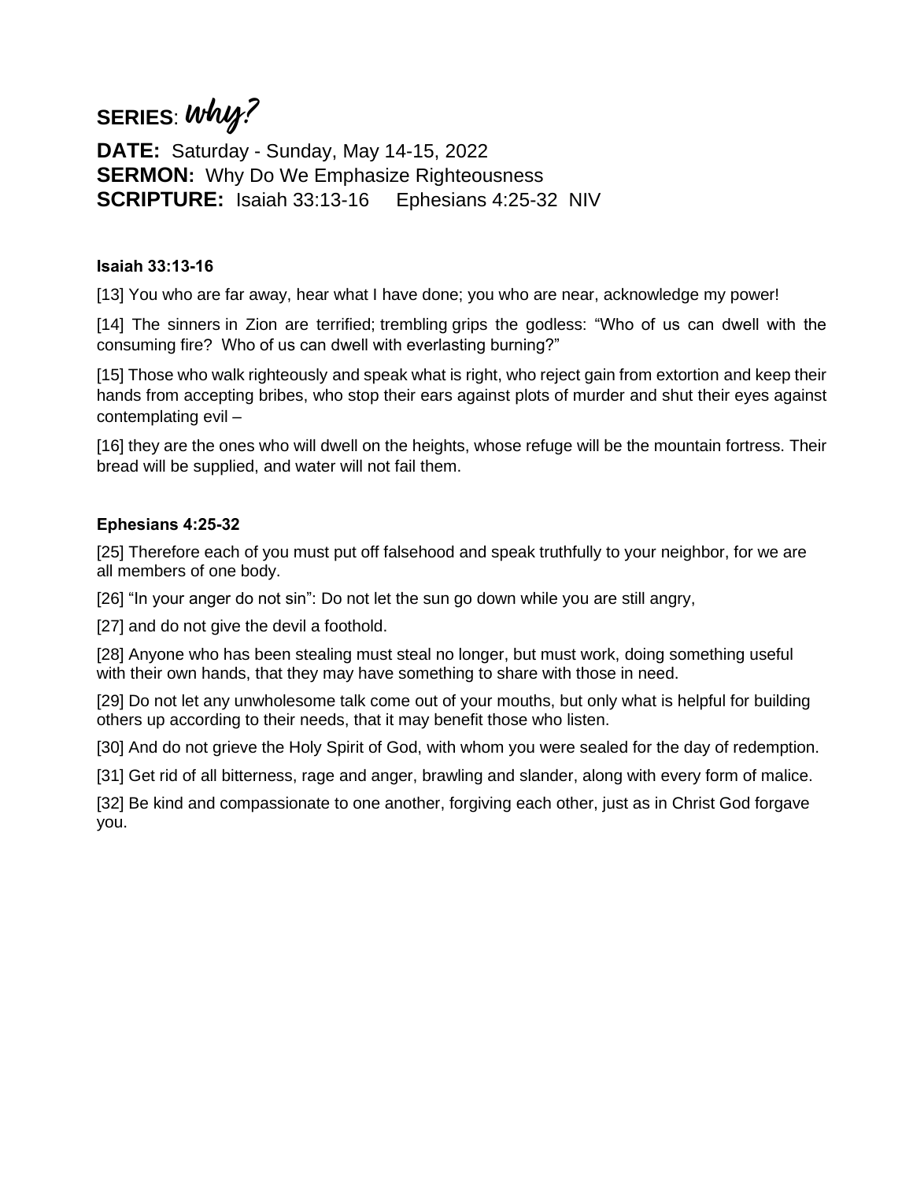**SERIES**: *Why?*

**DATE:** Saturday - Sunday, May 14-15, 2022
**SERMON:** Why Do We Emphasize Righteousness
**SCRIPTURE:** Isaiah 33:13-16     Ephesians 4:25-32 NIV

**Isaiah 33:13-16**

[13] You who are far away, hear what I have done; you who are near, acknowledge my power!

[14] The sinners in Zion are terrified; trembling grips the godless: "Who of us can dwell with the consuming fire? Who of us can dwell with everlasting burning?"

[15] Those who walk righteously and speak what is right, who reject gain from extortion and keep their hands from accepting bribes, who stop their ears against plots of murder and shut their eyes against contemplating evil –

[16] they are the ones who will dwell on the heights, whose refuge will be the mountain fortress. Their bread will be supplied, and water will not fail them.

**Ephesians 4:25-32**

[25] Therefore each of you must put off falsehood and speak truthfully to your neighbor, for we are all members of one body.

[26] "In your anger do not sin": Do not let the sun go down while you are still angry,

[27] and do not give the devil a foothold.

[28] Anyone who has been stealing must steal no longer, but must work, doing something useful with their own hands, that they may have something to share with those in need.

[29] Do not let any unwholesome talk come out of your mouths, but only what is helpful for building others up according to their needs, that it may benefit those who listen.

[30] And do not grieve the Holy Spirit of God, with whom you were sealed for the day of redemption.

[31] Get rid of all bitterness, rage and anger, brawling and slander, along with every form of malice.

[32] Be kind and compassionate to one another, forgiving each other, just as in Christ God forgave you.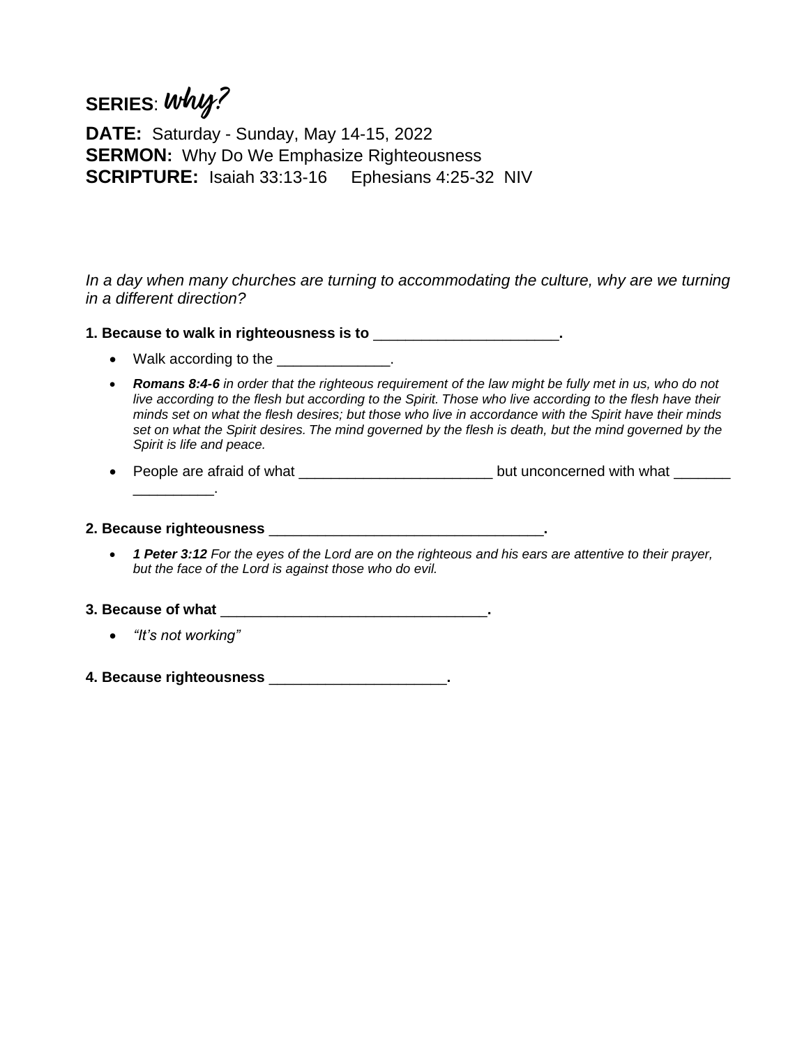**SERIES**: *Why?*

**DATE:** Saturday - Sunday, May 14-15, 2022
**SERMON:** Why Do We Emphasize Righteousness
**SCRIPTURE:** Isaiah 33:13-16 Ephesians 4:25-32 NIV

*In a day when many churches are turning to accommodating the culture, why are we turning in a different direction?*

**1. Because to walk in righteousness is to ______________________.**

- Walk according to the ______________.
- ***Romans 8:4-6*** *in order that the righteous requirement of the law might be fully met in us, who do not live according to the flesh but according to the Spirit. Those who live according to the flesh have their minds set on what the flesh desires; but those who live in accordance with the Spirit have their minds set on what the Spirit desires. The mind governed by the flesh is death, but the mind governed by the Spirit is life and peace.*
- People are afraid of what ________________________ but unconcerned with what _______ __________.

**2. Because righteousness __________________________________.**

- ***1 Peter 3:12*** *For the eyes of the Lord are on the righteous and his ears are attentive to their prayer, but the face of the Lord is against those who do evil.*

**3. Because of what _________________________________.**

- *"It's not working"*

**4. Because righteousness _____________________.**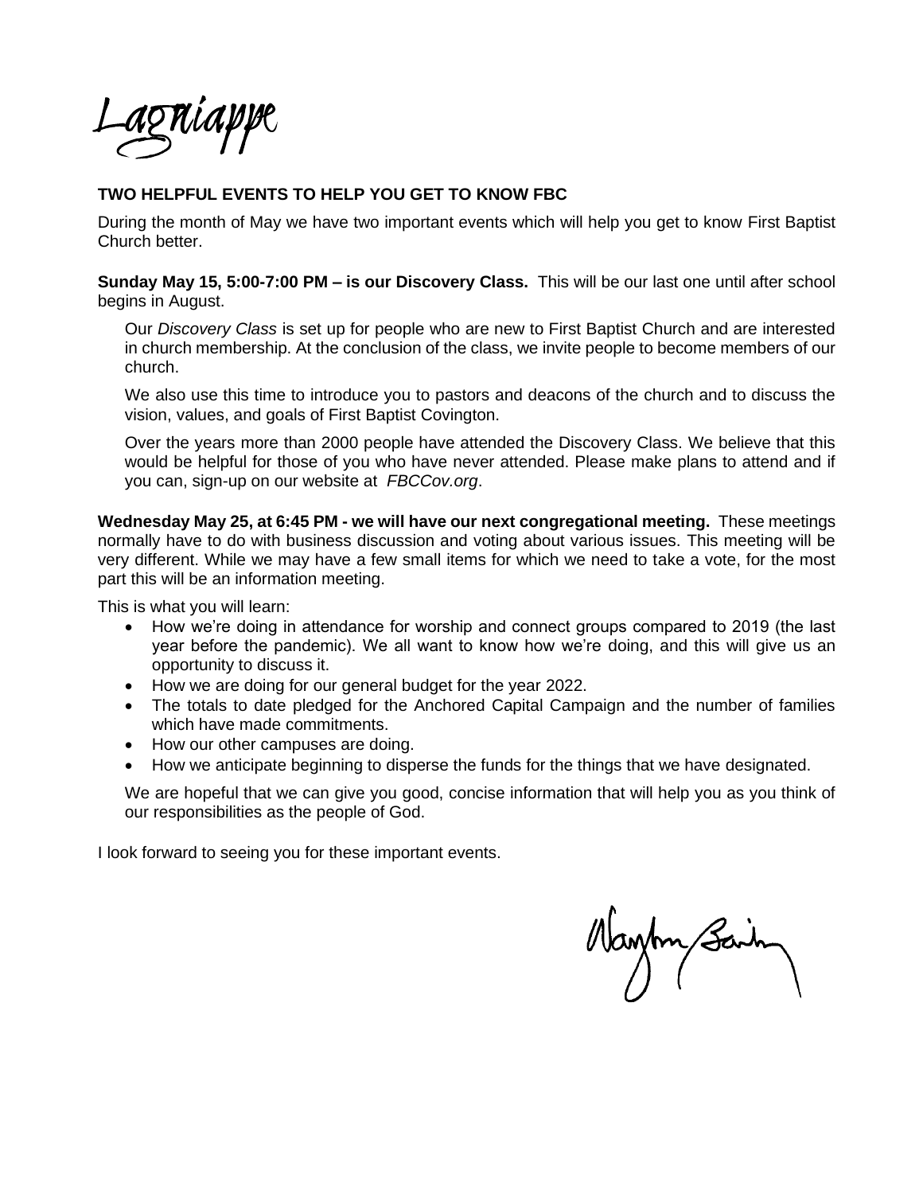# Lagniappe

**TWO HELPFUL EVENTS TO HELP YOU GET TO KNOW FBC**

During the month of May we have two important events which will help you get to know First Baptist Church better.

**Sunday May 15, 5:00-7:00 PM – is our Discovery Class.** This will be our last one until after school begins in August.

Our *Discovery Class* is set up for people who are new to First Baptist Church and are interested in church membership. At the conclusion of the class, we invite people to become members of our church.

We also use this time to introduce you to pastors and deacons of the church and to discuss the vision, values, and goals of First Baptist Covington.

Over the years more than 2000 people have attended the Discovery Class. We believe that this would be helpful for those of you who have never attended. Please make plans to attend and if you can, sign-up on our website at *FBCCov.org*.

**Wednesday May 25, at 6:45 PM - we will have our next congregational meeting.** These meetings normally have to do with business discussion and voting about various issues. This meeting will be very different. While we may have a few small items for which we need to take a vote, for the most part this will be an information meeting.

This is what you will learn:

- How we're doing in attendance for worship and connect groups compared to 2019 (the last year before the pandemic). We all want to know how we're doing, and this will give us an opportunity to discuss it.
- How we are doing for our general budget for the year 2022.
- The totals to date pledged for the Anchored Capital Campaign and the number of families which have made commitments.
- How our other campuses are doing.
- How we anticipate beginning to disperse the funds for the things that we have designated.

We are hopeful that we can give you good, concise information that will help you as you think of our responsibilities as the people of God.

I look forward to seeing you for these important events.

Waylon Bailey